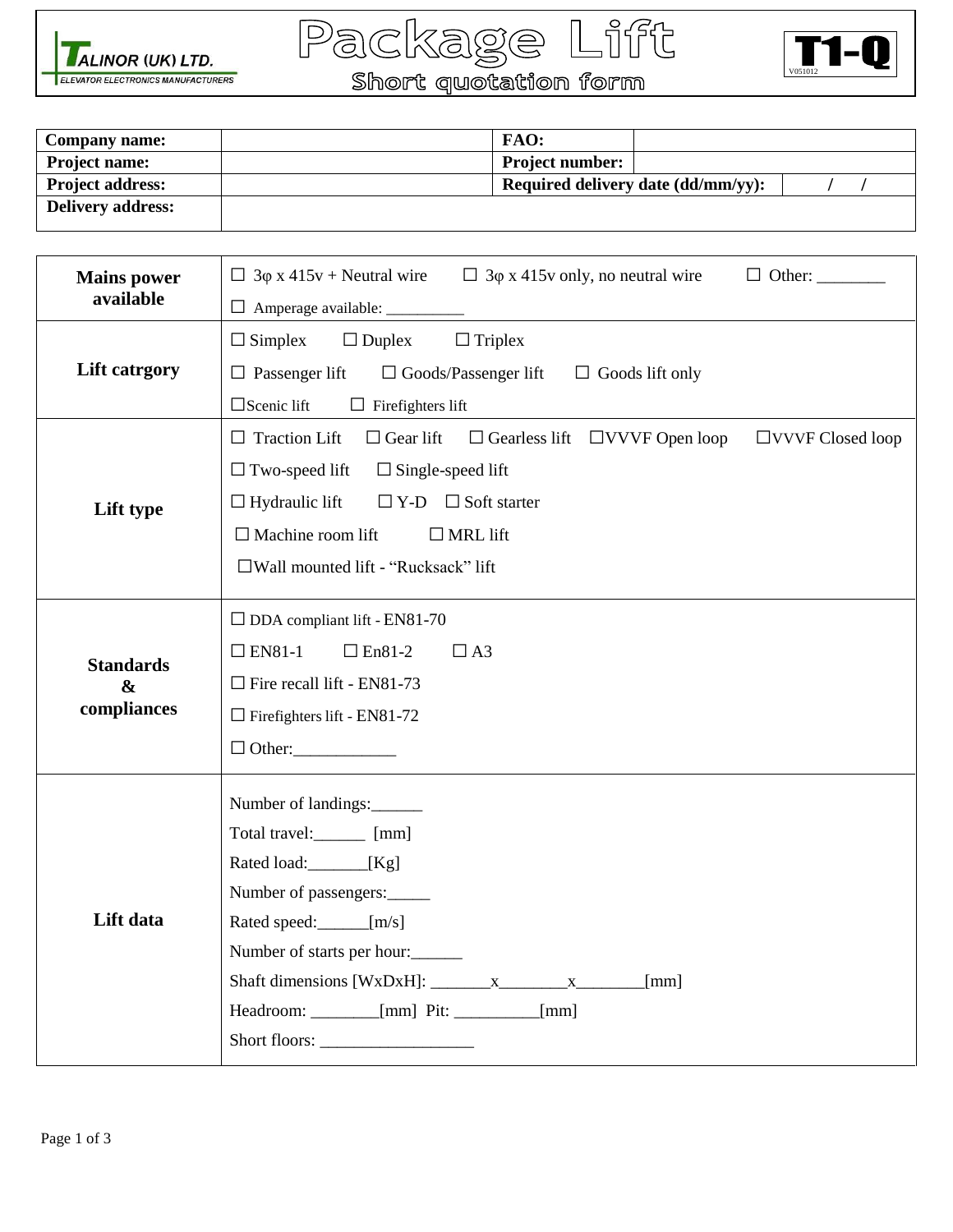TALINOR (UK) LTD.
ELEVATOR ELECTRONICS MANUFACTURERS

# Package Lift

## Short quotation form

**T1-Q**
V051012

| **Company name:** | | **FAO:** | | |
|---|---|---|---|---|
| **Project name:** | | **Project number:** | | |
| **Project address:** | | **Required delivery date (dd/mm/yy):** | | / / |
| **Delivery address:** | | | | |

| | |
|---|---|
| **Mains power available** | ☐ 3φ x 415v + Neutral wire ☐ 3φ x 415v only, no neutral wire ☐ Other: ________ <br> ☐ Amperage available: __________ |
| **Lift catrgory** | ☐ Simplex ☐ Duplex ☐ Triplex <br> ☐ Passenger lift ☐ Goods/Passenger lift ☐ Goods lift only <br> ☐Scenic lift ☐ Firefighters lift |
| **Lift type** | ☐ Traction Lift ☐ Gear lift ☐ Gearless lift ☐VVVF Open loop ☐VVVF Closed loop <br> ☐ Two-speed lift ☐ Single-speed lift <br> ☐ Hydraulic lift ☐ Y-D ☐ Soft starter <br> ☐ Machine room lift ☐ MRL lift <br> ☐Wall mounted lift - "Rucksack" lift |
| **Standards & compliances** | ☐ DDA compliant lift - EN81-70 <br> ☐ EN81-1 ☐ En81-2 ☐ A3 <br> ☐ Fire recall lift - EN81-73 <br> ☐ Firefighters lift - EN81-72 <br> ☐ Other:____________ |
| **Lift data** | Number of landings:______ <br> Total travel:______ [mm] <br> Rated load:_______[Kg] <br> Number of passengers:_____ <br> Rated speed:______[m/s] <br> Number of starts per hour:______ <br> Shaft dimensions [WxDxH]: _______x________x________[mm] <br> Headroom: ________[mm] Pit: __________[mm] <br> Short floors: __________________ |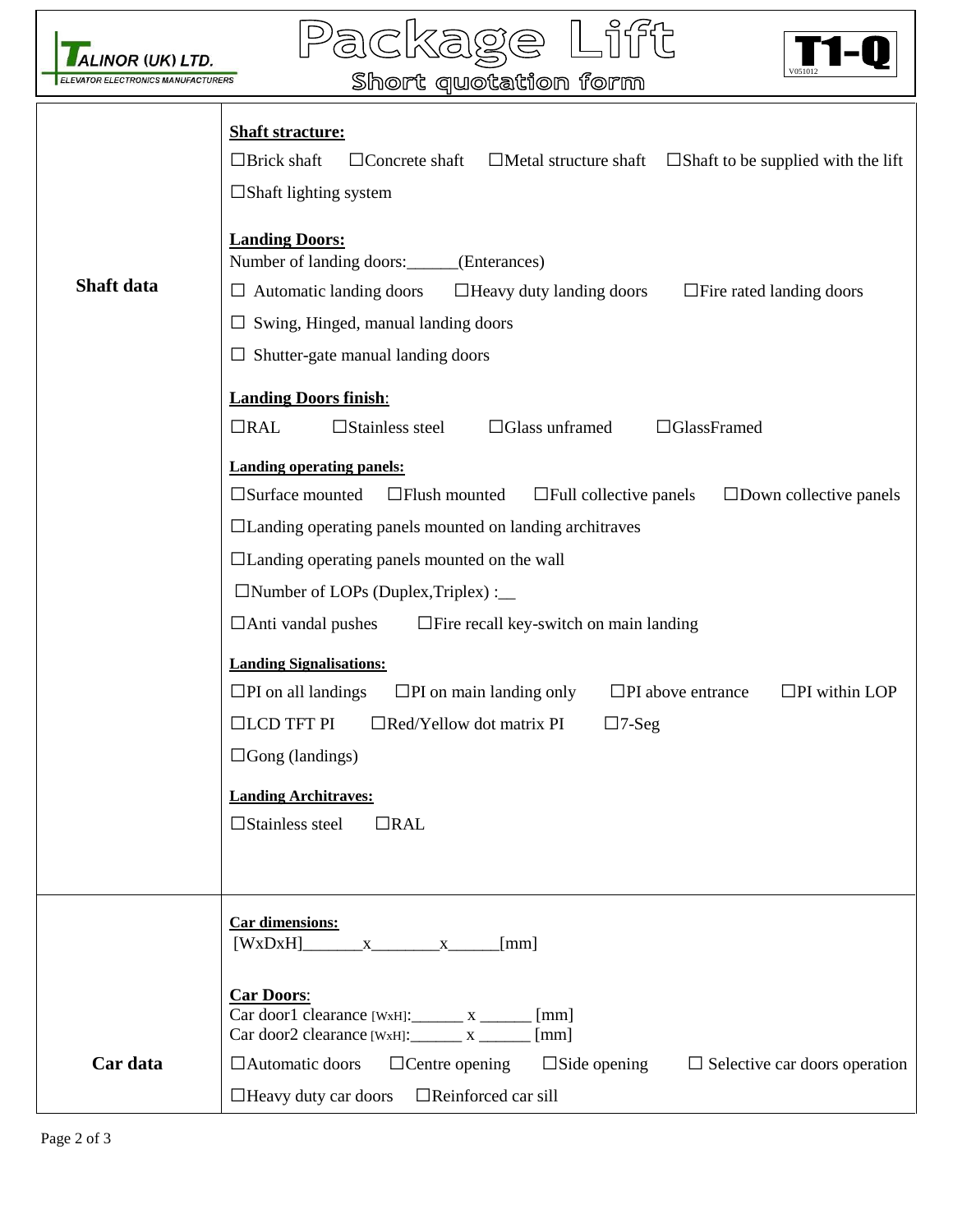# Package Lift

## Short quotation form

TALINOR (UK) LTD.
ELEVATOR ELECTRONICS MANUFACTURERS

**T1-Q**
V051012

| | |
|---|---|
| **Shaft data** | **Shaft stracture:**<br>☐Brick shaft ☐Concrete shaft ☐Metal structure shaft ☐Shaft to be supplied with the lift<br>☐Shaft lighting system<br><br>**Landing Doors:**<br>Number of landing doors:______(Enterances)<br>☐ Automatic landing doors ☐Heavy duty landing doors ☐Fire rated landing doors<br>☐ Swing, Hinged, manual landing doors<br>☐ Shutter-gate manual landing doors<br><br>**Landing Doors finish**:<br>☐RAL ☐Stainless steel ☐Glass unframed ☐GlassFramed<br><br>**Landing operating panels:**<br>☐Surface mounted ☐Flush mounted ☐Full collective panels ☐Down collective panels<br>☐Landing operating panels mounted on landing architraves<br>☐Landing operating panels mounted on the wall<br>☐Number of LOPs (Duplex,Triplex) :__<br>☐Anti vandal pushes ☐Fire recall key-switch on main landing<br><br>**Landing Signalisations:**<br>☐PI on all landings ☐PI on main landing only ☐PI above entrance ☐PI within LOP<br>☐LCD TFT PI ☐Red/Yellow dot matrix PI ☐7-Seg<br>☐Gong (landings)<br><br>**Landing Architraves:**<br>☐Stainless steel ☐RAL |
| **Car data** | **Car dimensions:**<br>[WxDxH]_______x________x______[mm]<br><br>**Car Doors**:<br>Car door1 clearance [WxH]:______ x ______ [mm]<br>Car door2 clearance [WxH]:______ x ______ [mm]<br>☐Automatic doors ☐Centre opening ☐Side opening ☐ Selective car doors operation<br>☐Heavy duty car doors ☐Reinforced car sill |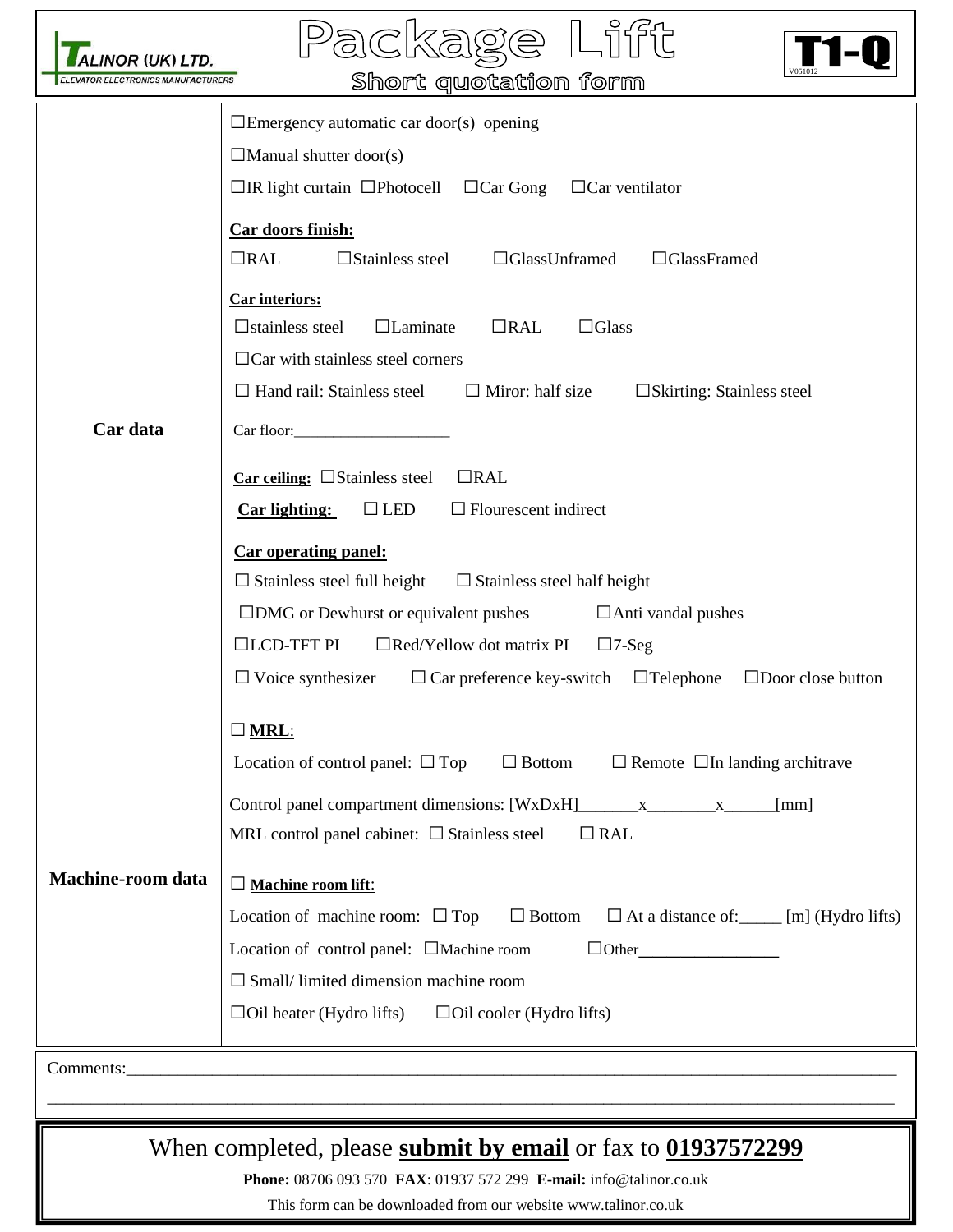TALINOR (UK) LTD.
ELEVATOR ELECTRONICS MANUFACTURERS

# Package Lift

## Short quotation form

**T1-Q**
V051012

| | |
|---|---|
| **Car data** | ☐Emergency automatic car door(s) opening<br>☐Manual shutter door(s)<br>☐IR light curtain ☐Photocell ☐Car Gong ☐Car ventilator<br>**Car doors finish:**<br>☐RAL ☐Stainless steel ☐GlassUnframed ☐GlassFramed<br>**Car interiors:**<br>☐stainless steel ☐Laminate ☐RAL ☐Glass<br>☐Car with stainless steel corners<br>☐ Hand rail: Stainless steel ☐ Miror: half size ☐Skirting: Stainless steel<br>Car floor:____________________<br>**Car ceiling:** ☐Stainless steel ☐RAL<br>**Car lighting:** ☐ LED ☐ Flourescent indirect<br>**Car operating panel:**<br>☐ Stainless steel full height ☐ Stainless steel half height<br>☐DMG or Dewhurst or equivalent pushes ☐Anti vandal pushes<br>☐LCD-TFT PI ☐Red/Yellow dot matrix PI ☐7-Seg<br>☐ Voice synthesizer ☐ Car preference key-switch ☐Telephone ☐Door close button |
| **Machine-room data** | ☐ **MRL**:<br>Location of control panel: ☐ Top ☐ Bottom ☐ Remote ☐In landing architrave<br>Control panel compartment dimensions: [WxDxH]_______x________x______[mm]<br>MRL control panel cabinet: ☐ Stainless steel ☐ RAL<br>☐ **Machine room lift**:<br>Location of machine room: ☐ Top ☐ Bottom ☐ At a distance of:_____ [m] (Hydro lifts)<br>Location of control panel: ☐Machine room ☐Other________________<br>☐ Small/ limited dimension machine room<br>☐Oil heater (Hydro lifts) ☐Oil cooler (Hydro lifts) |

Comments:________________________________________________________________________________

__________________________________________________________________________________________

When completed, please **submit by email** or fax to **01937572299**

**Phone:** 08706 093 570 **FAX**: 01937 572 299 **E-mail:** info@talinor.co.uk

This form can be downloaded from our website www.talinor.co.uk